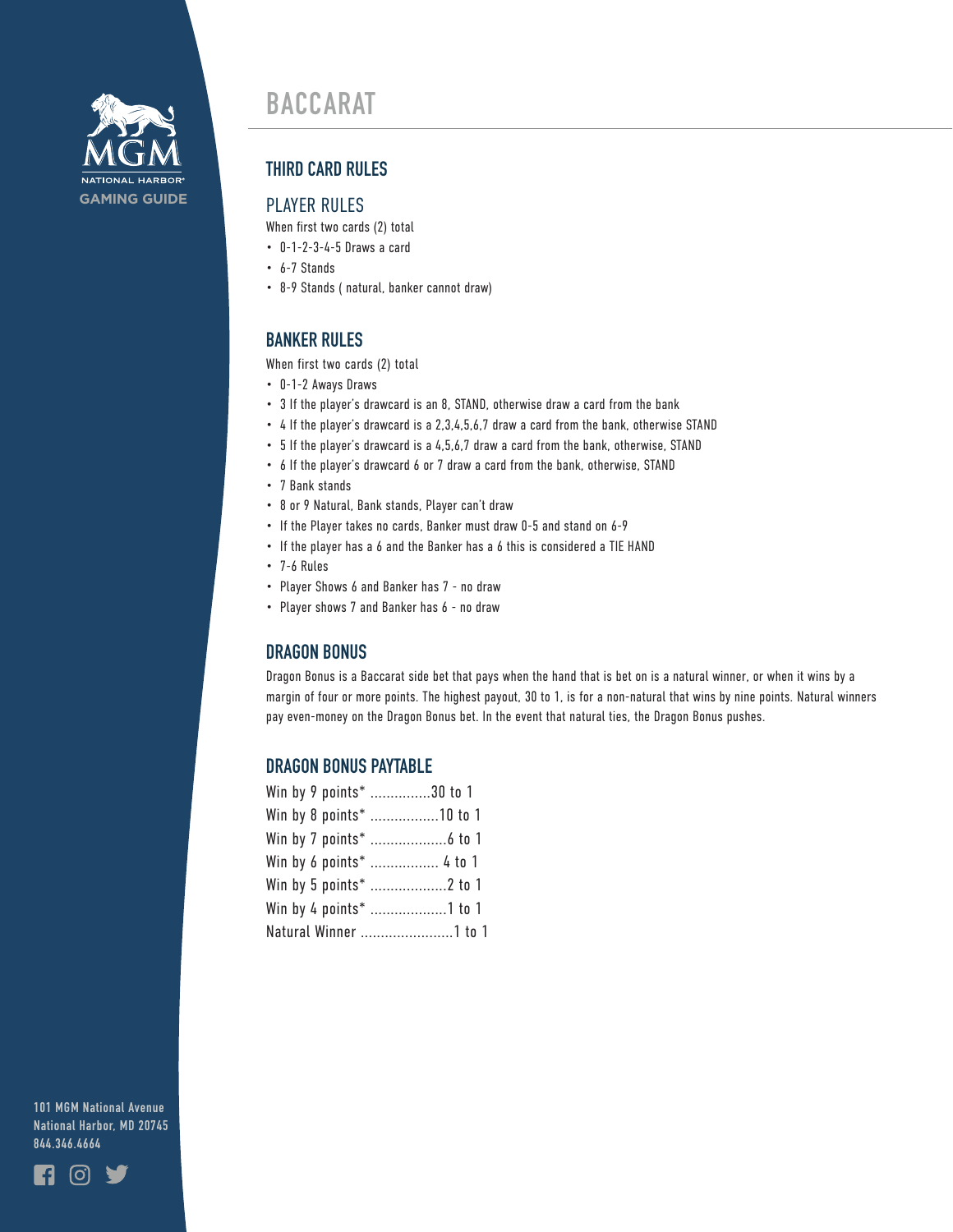MGM NATIONAL HARBOR
GAMING GUIDE

# BACCARAT

## THIRD CARD RULES

### PLAYER RULES

When first two cards (2) total

- 0-1-2-3-4-5 Draws a card
- 6-7 Stands
- 8-9 Stands ( natural, banker cannot draw)

## BANKER RULES

When first two cards (2) total

- 0-1-2 Aways Draws
- 3 If the player's drawcard is an 8, STAND, otherwise draw a card from the bank
- 4 If the player's drawcard is a 2,3,4,5,6,7 draw a card from the bank, otherwise STAND
- 5 If the player's drawcard is a 4,5,6,7 draw a card from the bank, otherwise, STAND
- 6 If the player's drawcard 6 or 7 draw a card from the bank, otherwise, STAND
- 7 Bank stands
- 8 or 9 Natural, Bank stands, Player can't draw
- If the Player takes no cards, Banker must draw 0-5 and stand on 6-9
- If the player has a 6 and the Banker has a 6 this is considered a TIE HAND
- 7-6 Rules
- Player Shows 6 and Banker has 7 - no draw
- Player shows 7 and Banker has 6 - no draw

## DRAGON BONUS

Dragon Bonus is a Baccarat side bet that pays when the hand that is bet on is a natural winner, or when it wins by a margin of four or more points. The highest payout, 30 to 1, is for a non-natural that wins by nine points. Natural winners pay even-money on the Dragon Bonus bet. In the event that natural ties, the Dragon Bonus pushes.

## DRAGON BONUS PAYTABLE

Win by 9 points* ...............30 to 1
Win by 8 points* .................10 to 1
Win by 7 points* ...................6 to 1
Win by 6 points* ................. 4 to 1
Win by 5 points* ...................2 to 1
Win by 4 points* ...................1 to 1
Natural Winner .......................1 to 1

101 MGM National Avenue
National Harbor, MD 20745
844.346.4664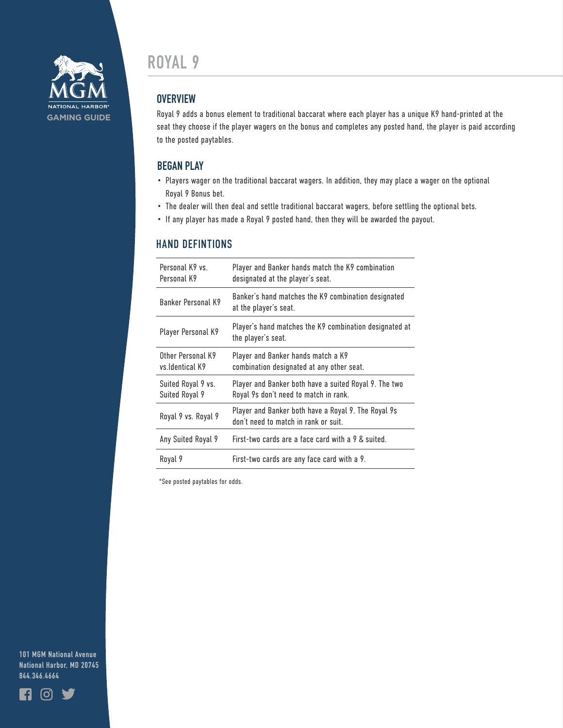MGM NATIONAL HARBOR®
GAMING GUIDE

# ROYAL 9

## OVERVIEW

Royal 9 adds a bonus element to traditional baccarat where each player has a unique K9 hand-printed at the seat they choose if the player wagers on the bonus and completes any posted hand, the player is paid according to the posted paytables.

## BEGAN PLAY

- Players wager on the traditional baccarat wagers. In addition, they may place a wager on the optional Royal 9 Bonus bet.
- The dealer will then deal and settle traditional baccarat wagers, before settling the optional bets.
- If any player has made a Royal 9 posted hand, then they will be awarded the payout.

## HAND DEFINTIONS

| | |
|---|---|
| Personal K9 vs. Personal K9 | Player and Banker hands match the K9 combination designated at the player's seat. |
| Banker Personal K9 | Banker's hand matches the K9 combination designated at the player's seat. |
| Player Personal K9 | Player's hand matches the K9 combination designated at the player's seat. |
| Other Personal K9 vs.Identical K9 | Player and Banker hands match a K9 combination designated at any other seat. |
| Suited Royal 9 vs. Suited Royal 9 | Player and Banker both have a suited Royal 9. The two Royal 9s don't need to match in rank. |
| Royal 9 vs. Royal 9 | Player and Banker both have a Royal 9. The Royal 9s don't need to match in rank or suit. |
| Any Suited Royal 9 | First-two cards are a face card with a 9 & suited. |
| Royal 9 | First-two cards are any face card with a 9. |

*See posted paytables for odds.

101 MGM National Avenue
National Harbor, MD 20745
844.346.4664